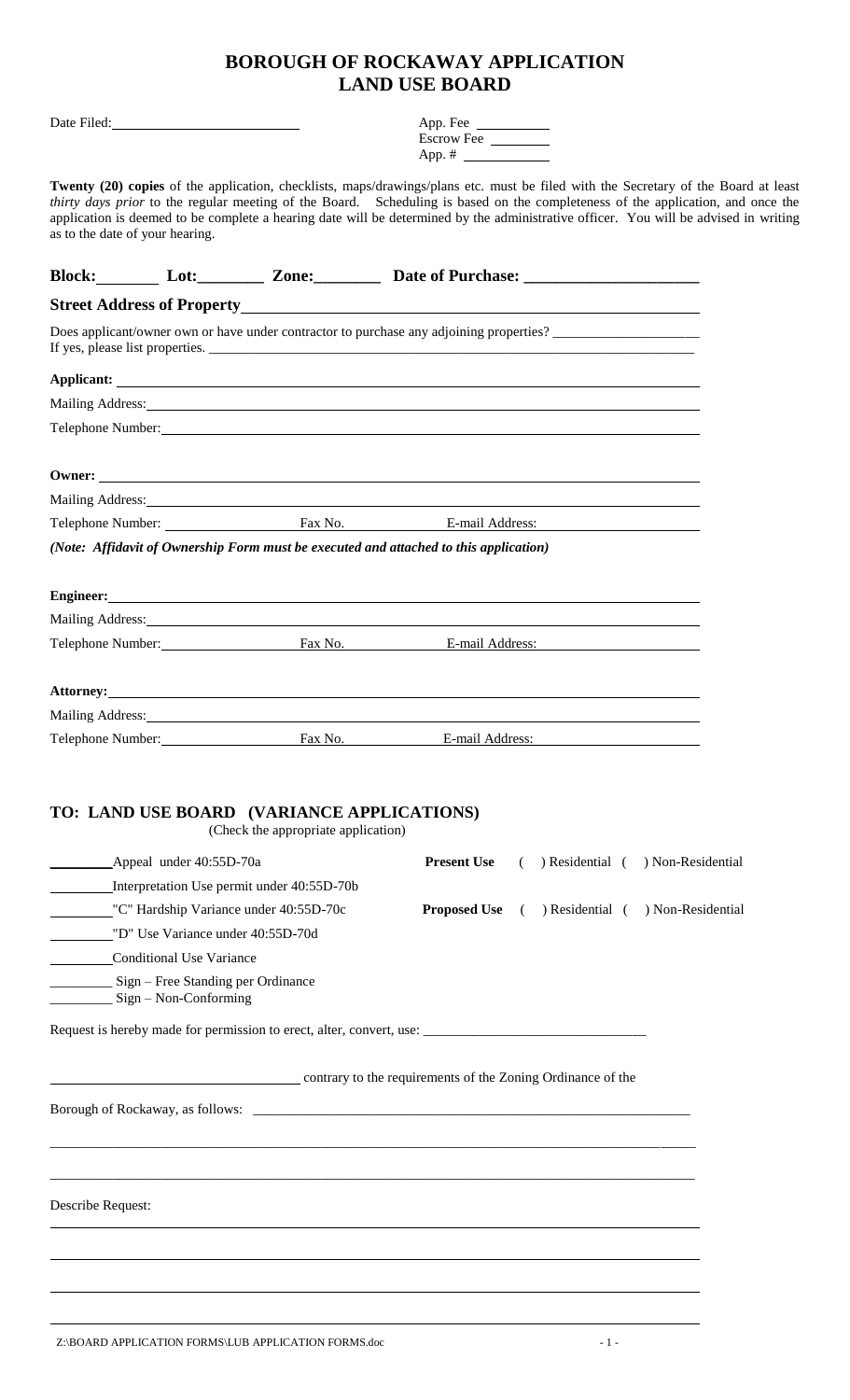# BOROUGH OF ROCKAWAY APPLICATION
# LAND USE BOARD

Date Filed: \_\_\_\_\_\_\_\_\_\_\_\_\_\_\_\_\_\_\_\_\_\_\_\_

App. Fee \_\_\_\_\_\_\_\_\_\_
Escrow Fee \_\_\_\_\_\_\_\_
App. # \_\_\_\_\_\_\_\_\_\_\_

**Twenty (20) copies** of the application, checklists, maps/drawings/plans etc. must be filed with the Secretary of the Board at least *thirty days prior* to the regular meeting of the Board. Scheduling is based on the completeness of the application, and once the application is deemed to be complete a hearing date will be determined by the administrative officer. You will be advised in writing as to the date of your hearing.

**Block:**\_\_\_\_\_\_\_\_ **Lot:**\_\_\_\_\_\_\_\_ **Zone:**\_\_\_\_\_\_\_\_ **Date of Purchase:** \_\_\_\_\_\_\_\_\_\_\_\_\_\_\_\_\_\_\_\_

**Street Address of Property**\_\_\_\_\_\_\_\_\_\_\_\_\_\_\_\_\_\_\_\_\_\_\_\_\_\_\_\_\_\_\_\_\_\_\_\_\_\_\_\_\_\_\_\_

Does applicant/owner own or have under contractor to purchase any adjoining properties? \_\_\_\_\_\_\_\_\_\_\_\_\_\_\_\_\_\_\_\_
If yes, please list properties. \_\_\_\_\_\_\_\_\_\_\_\_\_\_\_\_\_\_\_\_\_\_\_\_\_\_\_\_\_\_\_\_\_\_\_\_\_\_\_\_\_\_\_\_\_\_\_\_\_\_\_\_

**Applicant:** \_\_\_\_\_\_\_\_\_\_\_\_\_\_\_\_\_\_\_\_\_\_\_\_\_\_\_\_\_\_\_\_\_\_\_\_\_\_\_\_\_\_\_\_\_\_\_\_\_\_\_\_\_\_\_\_\_\_

Mailing Address: \_\_\_\_\_\_\_\_\_\_\_\_\_\_\_\_\_\_\_\_\_\_\_\_\_\_\_\_\_\_\_\_\_\_\_\_\_\_\_\_\_\_\_\_\_\_\_\_\_\_\_\_\_\_

Telephone Number: \_\_\_\_\_\_\_\_\_\_\_\_\_\_\_\_\_\_\_\_\_\_\_\_\_\_\_\_\_\_\_\_\_\_\_\_\_\_\_\_\_\_\_\_\_\_\_\_\_\_\_

**Owner:** \_\_\_\_\_\_\_\_\_\_\_\_\_\_\_\_\_\_\_\_\_\_\_\_\_\_\_\_\_\_\_\_\_\_\_\_\_\_\_\_\_\_\_\_\_\_\_\_\_\_\_\_\_\_\_\_\_\_\_\_

Mailing Address: \_\_\_\_\_\_\_\_\_\_\_\_\_\_\_\_\_\_\_\_\_\_\_\_\_\_\_\_\_\_\_\_\_\_\_\_\_\_\_\_\_\_\_\_\_\_\_\_\_\_\_\_\_\_

Telephone Number: \_\_\_\_\_\_\_\_\_\_\_\_\_\_ Fax No. \_\_\_\_\_\_\_\_\_\_\_\_\_\_ E-mail Address: \_\_\_\_\_\_\_\_\_\_\_\_\_\_

***(Note: Affidavit of Ownership Form must be executed and attached to this application)***

**Engineer:** \_\_\_\_\_\_\_\_\_\_\_\_\_\_\_\_\_\_\_\_\_\_\_\_\_\_\_\_\_\_\_\_\_\_\_\_\_\_\_\_\_\_\_\_\_\_\_\_\_\_\_\_\_\_\_\_\_\_

Mailing Address: \_\_\_\_\_\_\_\_\_\_\_\_\_\_\_\_\_\_\_\_\_\_\_\_\_\_\_\_\_\_\_\_\_\_\_\_\_\_\_\_\_\_\_\_\_\_\_\_\_\_\_\_\_\_

Telephone Number: \_\_\_\_\_\_\_\_\_\_\_\_\_\_ Fax No. \_\_\_\_\_\_\_\_\_\_\_\_\_\_ E-mail Address: \_\_\_\_\_\_\_\_\_\_\_\_\_\_

**Attorney:** \_\_\_\_\_\_\_\_\_\_\_\_\_\_\_\_\_\_\_\_\_\_\_\_\_\_\_\_\_\_\_\_\_\_\_\_\_\_\_\_\_\_\_\_\_\_\_\_\_\_\_\_\_\_\_\_\_\_

Mailing Address: \_\_\_\_\_\_\_\_\_\_\_\_\_\_\_\_\_\_\_\_\_\_\_\_\_\_\_\_\_\_\_\_\_\_\_\_\_\_\_\_\_\_\_\_\_\_\_\_\_\_\_\_\_\_

Telephone Number: \_\_\_\_\_\_\_\_\_\_\_\_\_\_ Fax No. \_\_\_\_\_\_\_\_\_\_\_\_\_\_ E-mail Address: \_\_\_\_\_\_\_\_\_\_\_\_\_\_

## TO: LAND USE BOARD (VARIANCE APPLICATIONS)

(Check the appropriate application)

\_\_\_\_\_\_\_\_ Appeal under 40:55D-70a

\_\_\_\_\_\_\_\_ Interpretation Use permit under 40:55D-70b

\_\_\_\_\_\_\_\_ "C" Hardship Variance under 40:55D-70c

\_\_\_\_\_\_\_\_ "D" Use Variance under 40:55D-70d

\_\_\_\_\_\_\_\_ Conditional Use Variance

\_\_\_\_\_\_\_\_ Sign – Free Standing per Ordinance

\_\_\_\_\_\_\_\_ Sign – Non-Conforming

**Present Use** ( ) Residential ( ) Non-Residential

**Proposed Use** ( ) Residential ( ) Non-Residential

Request is hereby made for permission to erect, alter, convert, use: \_\_\_\_\_\_\_\_\_\_\_\_\_\_\_\_\_\_\_\_\_\_\_\_\_\_\_\_\_\_\_

\_\_\_\_\_\_\_\_\_\_\_\_\_\_\_\_\_\_\_\_\_\_\_\_\_\_\_\_\_\_\_\_ contrary to the requirements of the Zoning Ordinance of the

Borough of Rockaway, as follows: \_\_\_\_\_\_\_\_\_\_\_\_\_\_\_\_\_\_\_\_\_\_\_\_\_\_\_\_\_\_\_\_\_\_\_\_\_\_\_\_\_\_\_\_\_\_\_\_\_\_

\_\_\_\_\_\_\_\_\_\_\_\_\_\_\_\_\_\_\_\_\_\_\_\_\_\_\_\_\_\_\_\_\_\_\_\_\_\_\_\_\_\_\_\_\_\_\_\_\_\_\_\_\_\_\_\_\_\_\_\_\_\_\_\_\_\_\_\_\_\_\_\_\_\_\_\_\_

\_\_\_\_\_\_\_\_\_\_\_\_\_\_\_\_\_\_\_\_\_\_\_\_\_\_\_\_\_\_\_\_\_\_\_\_\_\_\_\_\_\_\_\_\_\_\_\_\_\_\_\_\_\_\_\_\_\_\_\_\_\_\_\_\_\_\_\_\_\_\_\_\_\_\_\_\_

Describe Request:

\_\_\_\_\_\_\_\_\_\_\_\_\_\_\_\_\_\_\_\_\_\_\_\_\_\_\_\_\_\_\_\_\_\_\_\_\_\_\_\_\_\_\_\_\_\_\_\_\_\_\_\_\_\_\_\_\_\_\_\_\_\_\_\_\_\_\_\_\_\_\_\_\_\_\_\_\_

\_\_\_\_\_\_\_\_\_\_\_\_\_\_\_\_\_\_\_\_\_\_\_\_\_\_\_\_\_\_\_\_\_\_\_\_\_\_\_\_\_\_\_\_\_\_\_\_\_\_\_\_\_\_\_\_\_\_\_\_\_\_\_\_\_\_\_\_\_\_\_\_\_\_\_\_\_

\_\_\_\_\_\_\_\_\_\_\_\_\_\_\_\_\_\_\_\_\_\_\_\_\_\_\_\_\_\_\_\_\_\_\_\_\_\_\_\_\_\_\_\_\_\_\_\_\_\_\_\_\_\_\_\_\_\_\_\_\_\_\_\_\_\_\_\_\_\_\_\_\_\_\_\_\_

\_\_\_\_\_\_\_\_\_\_\_\_\_\_\_\_\_\_\_\_\_\_\_\_\_\_\_\_\_\_\_\_\_\_\_\_\_\_\_\_\_\_\_\_\_\_\_\_\_\_\_\_\_\_\_\_\_\_\_\_\_\_\_\_\_\_\_\_\_\_\_\_\_\_\_\_\_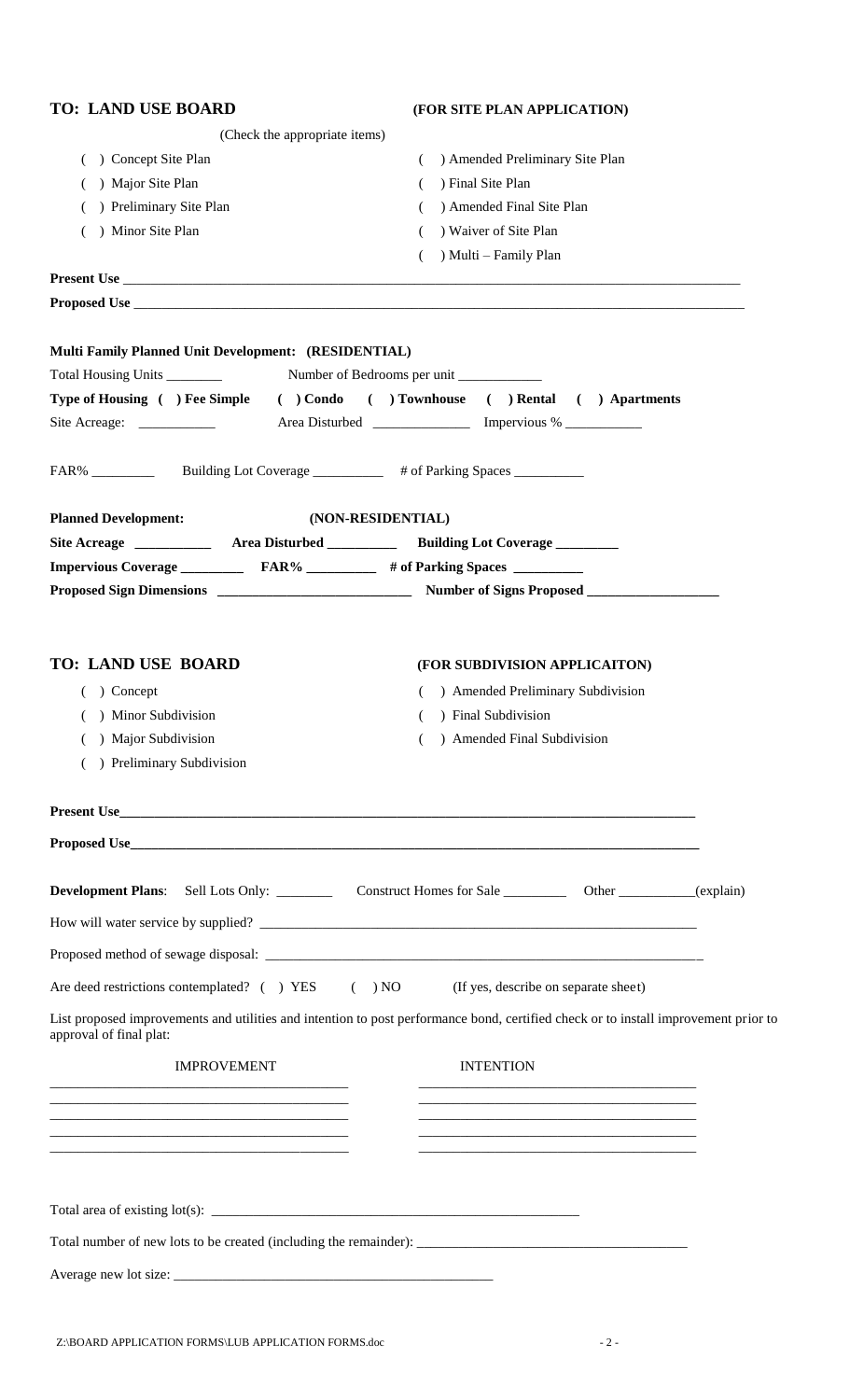**TO: LAND USE BOARD** **(FOR SITE PLAN APPLICATION)**

(Check the appropriate items)

( ) Concept Site Plan
( ) Major Site Plan
( ) Preliminary Site Plan
( ) Minor Site Plan
( ) Amended Preliminary Site Plan
( ) Final Site Plan
( ) Amended Final Site Plan
( ) Waiver of Site Plan
( ) Multi – Family Plan

**Present Use** ____________________________________________________________

**Proposed Use** ____________________________________________________________

**Multi Family Planned Unit Development: (RESIDENTIAL)**

Total Housing Units ________ Number of Bedrooms per unit ____________

**Type of Housing ( ) Fee Simple ( ) Condo ( ) Townhouse ( ) Rental ( ) Apartments**

Site Acreage: __________ Area Disturbed ______________ Impervious % __________

FAR% ________ Building Lot Coverage __________ # of Parking Spaces __________

**Planned Development: (NON-RESIDENTIAL)**

**Site Acreage __________ Area Disturbed __________ Building Lot Coverage ________**

**Impervious Coverage _________ FAR% _________ # of Parking Spaces _________**

**Proposed Sign Dimensions __________________________ Number of Signs Proposed __________________**

**TO: LAND USE BOARD** **(FOR SUBDIVISION APPLICAITON)**

( ) Concept
( ) Minor Subdivision
( ) Major Subdivision
( ) Preliminary Subdivision
( ) Amended Preliminary Subdivision
( ) Final Subdivision
( ) Amended Final Subdivision

**Present Use**____________________________________________________________

**Proposed Use**____________________________________________________________

**Development Plans**: Sell Lots Only: ________ Construct Homes for Sale _________ Other __________(explain)

How will water service by supplied? ____________________________________________________________

Proposed method of sewage disposal: ____________________________________________________________

Are deed restrictions contemplated? ( ) YES ( ) NO (If yes, describe on separate sheet)

List proposed improvements and utilities and intention to post performance bond, certified check or to install improvement prior to approval of final plat:

| IMPROVEMENT | INTENTION |
|---|---|
| ________________________ | ________________________ |
| ________________________ | ________________________ |
| ________________________ | ________________________ |
| ________________________ | ________________________ |

Total area of existing lot(s): ____________________________________________________________

Total number of new lots to be created (including the remainder): ______________________________________

Average new lot size: ______________________________________________

Z:\BOARD APPLICATION FORMS\LUB APPLICATION FORMS.doc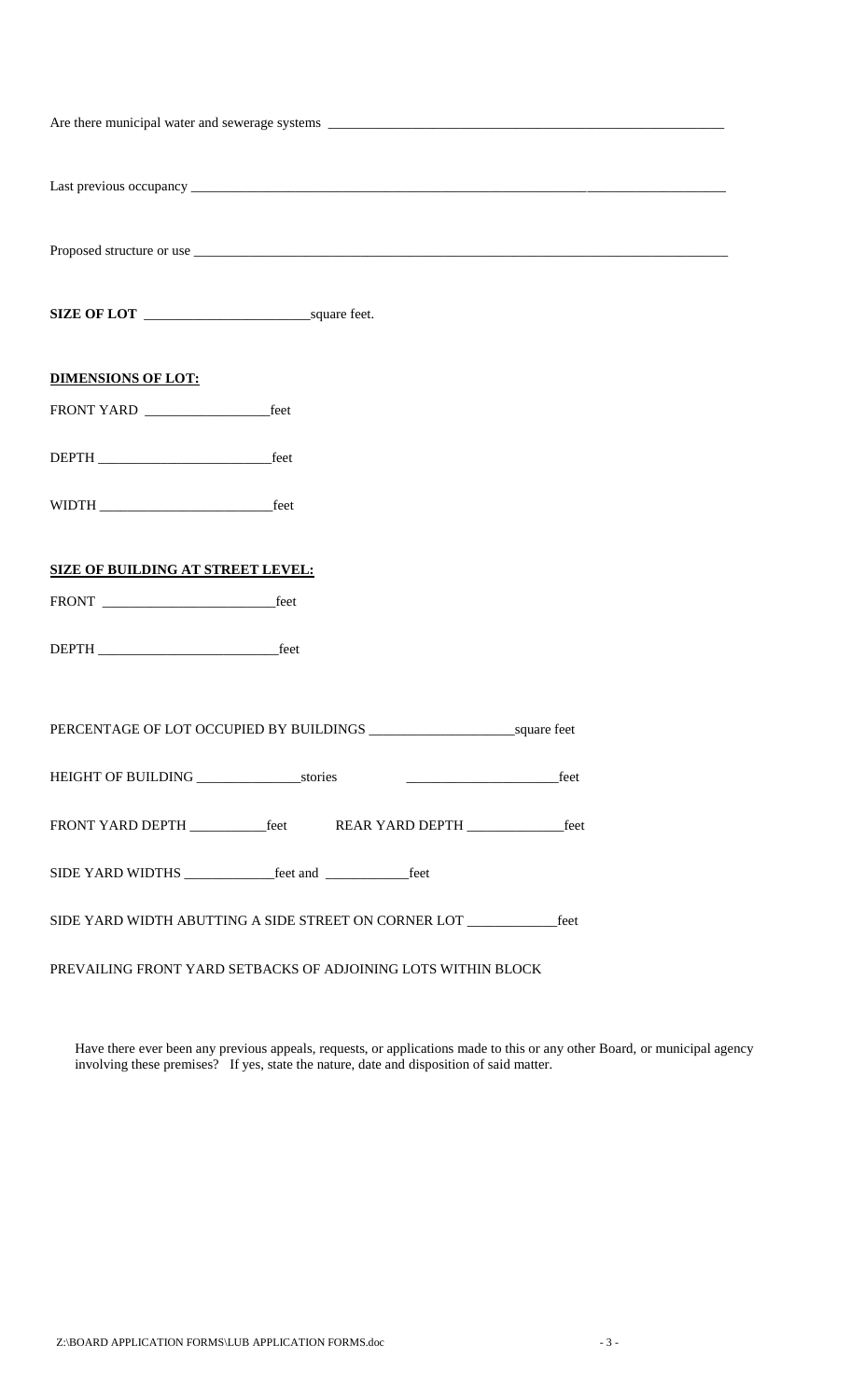Are there municipal water and sewerage systems ____________________________________________________________

Last previous occupancy ______________________________________________________________________________

Proposed structure or use _____________________________________________________________________________

**SIZE OF LOT** ________________________square feet.

**DIMENSIONS OF LOT:**

FRONT YARD __________________feet

DEPTH _________________________feet

WIDTH _________________________feet

**SIZE OF BUILDING AT STREET LEVEL:**

FRONT _________________________feet

DEPTH __________________________feet

PERCENTAGE OF LOT OCCUPIED BY BUILDINGS _____________________square feet

HEIGHT OF BUILDING _______________stories ______________________feet

FRONT YARD DEPTH ___________feet REAR YARD DEPTH ______________feet

SIDE YARD WIDTHS _____________feet and ____________feet

SIDE YARD WIDTH ABUTTING A SIDE STREET ON CORNER LOT _____________feet

PREVAILING FRONT YARD SETBACKS OF ADJOINING LOTS WITHIN BLOCK

Have there ever been any previous appeals, requests, or applications made to this or any other Board, or municipal agency involving these premises? If yes, state the nature, date and disposition of said matter.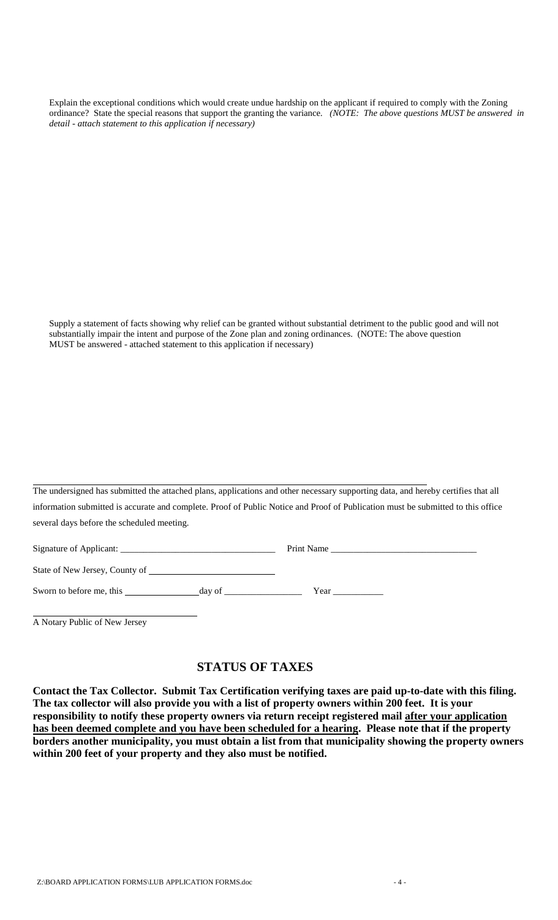Explain the exceptional conditions which would create undue hardship on the applicant if required to comply with the Zoning ordinance? State the special reasons that support the granting the variance. *(NOTE: The above questions MUST be answered in detail - attach statement to this application if necessary)*

Supply a statement of facts showing why relief can be granted without substantial detriment to the public good and will not substantially impair the intent and purpose of the Zone plan and zoning ordinances. (NOTE: The above question MUST be answered - attached statement to this application if necessary)

The undersigned has submitted the attached plans, applications and other necessary supporting data, and hereby certifies that all information submitted is accurate and complete. Proof of Public Notice and Proof of Publication must be submitted to this office several days before the scheduled meeting.

Signature of Applicant: ________________________________ Print Name ______________________________

State of New Jersey, County of ________________________

Sworn to before me, this ______________ day of ________________ Year __________

________________________________
A Notary Public of New Jersey

## STATUS OF TAXES

**Contact the Tax Collector. Submit Tax Certification verifying taxes are paid up-to-date with this filing. The tax collector will also provide you with a list of property owners within 200 feet. It is your responsibility to notify these property owners via return receipt registered mail <u>after your application has been deemed complete and you have been scheduled for a hearing</u>. Please note that if the property borders another municipality, you must obtain a list from that municipality showing the property owners within 200 feet of your property and they also must be notified.**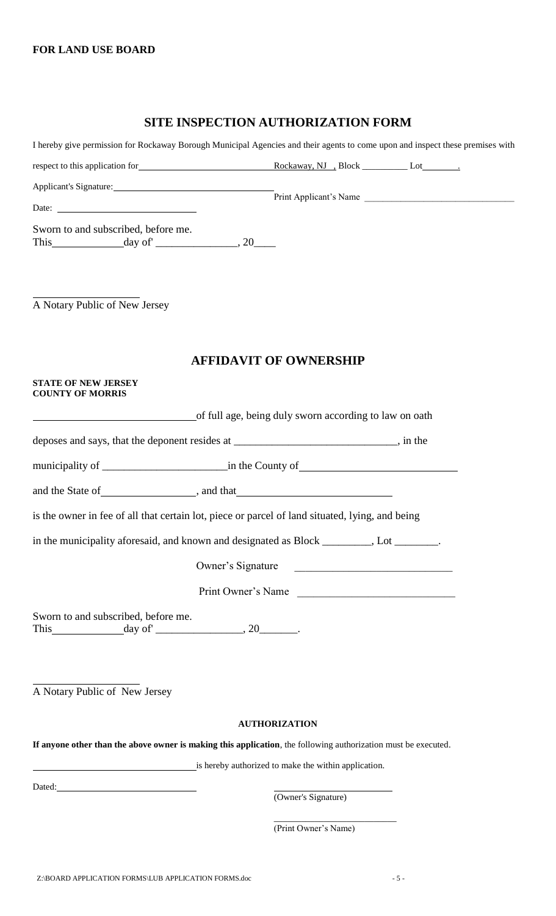**FOR LAND USE BOARD**

## SITE INSPECTION AUTHORIZATION FORM

I hereby give permission for Rockaway Borough Municipal Agencies and their agents to come upon and inspect these premises with respect to this application for ______________________________ Rockaway, NJ , Block __________ Lot ________.

Applicant's Signature: ______________________________

Print Applicant's Name ______________________________

Date: ______________________________

Sworn to and subscribed, before me.
This ____________ day of' _______________, 20____

______________________
A Notary Public of New Jersey

## AFFIDAVIT OF OWNERSHIP

**STATE OF NEW JERSEY**
**COUNTY OF MORRIS**

______________________________ of full age, being duly sworn according to law on oath deposes and says, that the deponent resides at ______________________________, in the municipality of ______________________ in the County of ______________________________ and the State of __________________, and that ______________________________ is the owner in fee of all that certain lot, piece or parcel of land situated, lying, and being in the municipality aforesaid, and known and designated as Block _________, Lot ________.

Owner's Signature ______________________________

Print Owner's Name ______________________________

Sworn to and subscribed, before me.
This ____________ day of' ________________, 20_______.

______________________
A Notary Public of New Jersey

### AUTHORIZATION

**If anyone other than the above owner is making this application**, the following authorization must be executed.

______________________________ is hereby authorized to make the within application.

Dated: ______________________________

______________________________
(Owner's Signature)

______________________________
(Print Owner's Name)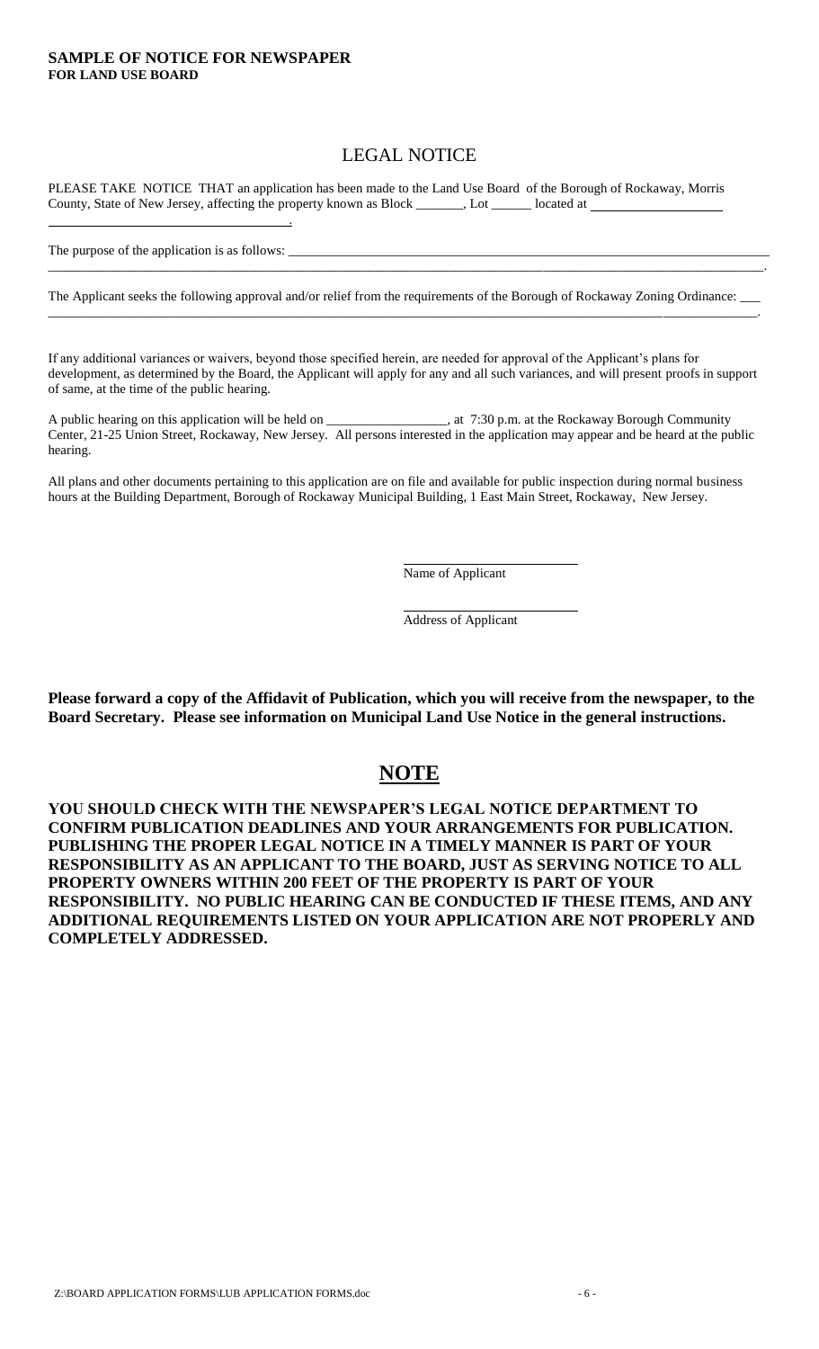**SAMPLE OF NOTICE FOR NEWSPAPER**
**FOR LAND USE BOARD**

# LEGAL NOTICE

PLEASE TAKE NOTICE THAT an application has been made to the Land Use Board of the Borough of Rockaway, Morris County, State of New Jersey, affecting the property known as Block _______, Lot ______ located at ____________________ ____________________________________.

The purpose of the application is as follows: ______________________________________________________________________ ____________________________________________________________________________________________________.

The Applicant seeks the following approval and/or relief from the requirements of the Borough of Rockaway Zoning Ordinance: ___ ____________________________________________________________________________________________________.

If any additional variances or waivers, beyond those specified herein, are needed for approval of the Applicant's plans for development, as determined by the Board, the Applicant will apply for any and all such variances, and will present proofs in support of same, at the time of the public hearing.

A public hearing on this application will be held on _________________, at 7:30 p.m. at the Rockaway Borough Community Center, 21-25 Union Street, Rockaway, New Jersey. All persons interested in the application may appear and be heard at the public hearing.

All plans and other documents pertaining to this application are on file and available for public inspection during normal business hours at the Building Department, Borough of Rockaway Municipal Building, 1 East Main Street, Rockaway, New Jersey.

_________________________
Name of Applicant

_________________________
Address of Applicant

**Please forward a copy of the Affidavit of Publication, which you will receive from the newspaper, to the Board Secretary. Please see information on Municipal Land Use Notice in the general instructions.**

## NOTE

**YOU SHOULD CHECK WITH THE NEWSPAPER'S LEGAL NOTICE DEPARTMENT TO CONFIRM PUBLICATION DEADLINES AND YOUR ARRANGEMENTS FOR PUBLICATION. PUBLISHING THE PROPER LEGAL NOTICE IN A TIMELY MANNER IS PART OF YOUR RESPONSIBILITY AS AN APPLICANT TO THE BOARD, JUST AS SERVING NOTICE TO ALL PROPERTY OWNERS WITHIN 200 FEET OF THE PROPERTY IS PART OF YOUR RESPONSIBILITY. NO PUBLIC HEARING CAN BE CONDUCTED IF THESE ITEMS, AND ANY ADDITIONAL REQUIREMENTS LISTED ON YOUR APPLICATION ARE NOT PROPERLY AND COMPLETELY ADDRESSED.**

Z:\BOARD APPLICATION FORMS\LUB APPLICATION FORMS.doc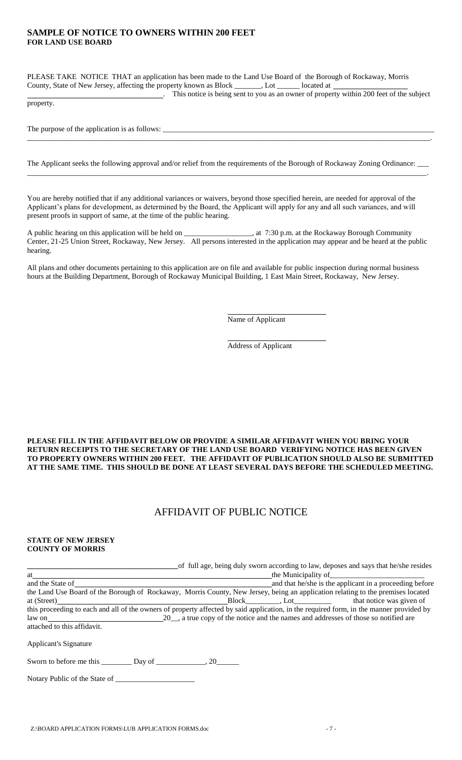## SAMPLE OF NOTICE TO OWNERS WITHIN 200 FEET
**FOR LAND USE BOARD**

PLEASE TAKE NOTICE THAT an application has been made to the Land Use Board of the Borough of Rockaway, Morris County, State of New Jersey, affecting the property known as Block _______, Lot ______ located at ____________________ ___________________________________. This notice is being sent to you as an owner of property within 200 feet of the subject property.

The purpose of the application is as follows: ______________________________________________________________________ ______________________________________________________________________________________________.

The Applicant seeks the following approval and/or relief from the requirements of the Borough of Rockaway Zoning Ordinance: ___ ______________________________________________________________________________________________.

You are hereby notified that if any additional variances or waivers, beyond those specified herein, are needed for approval of the Applicant's plans for development, as determined by the Board, the Applicant will apply for any and all such variances, and will present proofs in support of same, at the time of the public hearing.

A public hearing on this application will be held on __________________, at 7:30 p.m. at the Rockaway Borough Community Center, 21-25 Union Street, Rockaway, New Jersey. All persons interested in the application may appear and be heard at the public hearing.

All plans and other documents pertaining to this application are on file and available for public inspection during normal business hours at the Building Department, Borough of Rockaway Municipal Building, 1 East Main Street, Rockaway, New Jersey.

___________________________
Name of Applicant

___________________________
Address of Applicant

**PLEASE FILL IN THE AFFIDAVIT BELOW OR PROVIDE A SIMILAR AFFIDAVIT WHEN YOU BRING YOUR RETURN RECEIPTS TO THE SECRETARY OF THE LAND USE BOARD VERIFYING NOTICE HAS BEEN GIVEN TO PROPERTY OWNERS WITHIN 200 FEET. THE AFFIDAVIT OF PUBLICATION SHOULD ALSO BE SUBMITTED AT THE SAME TIME. THIS SHOULD BE DONE AT LEAST SEVERAL DAYS BEFORE THE SCHEDULED MEETING.**

# AFFIDAVIT OF PUBLIC NOTICE

**STATE OF NEW JERSEY**
**COUNTY OF MORRIS**

________________________________________ of full age, being duly sworn according to law, deposes and says that he/she resides at ________________________________________________________ the Municipality of_________________________ and the State of_____________________________________________ and that he/she is the applicant in a proceeding before the Land Use Board of the Borough of Rockaway, Morris County, New Jersey, being an application relating to the premises located at (Street)_____________________________________________Block________, Lot__________ that notice was given of this proceeding to each and all of the owners of property affected by said application, in the required form, in the manner provided by law on______________________________20__, a true copy of the notice and the names and addresses of those so notified are attached to this affidavit.

Applicant's Signature

Sworn to before me this ________ Day of _____________, 20______

Notary Public of the State of _____________________

Z:\BOARD APPLICATION FORMS\LUB APPLICATION FORMS.doc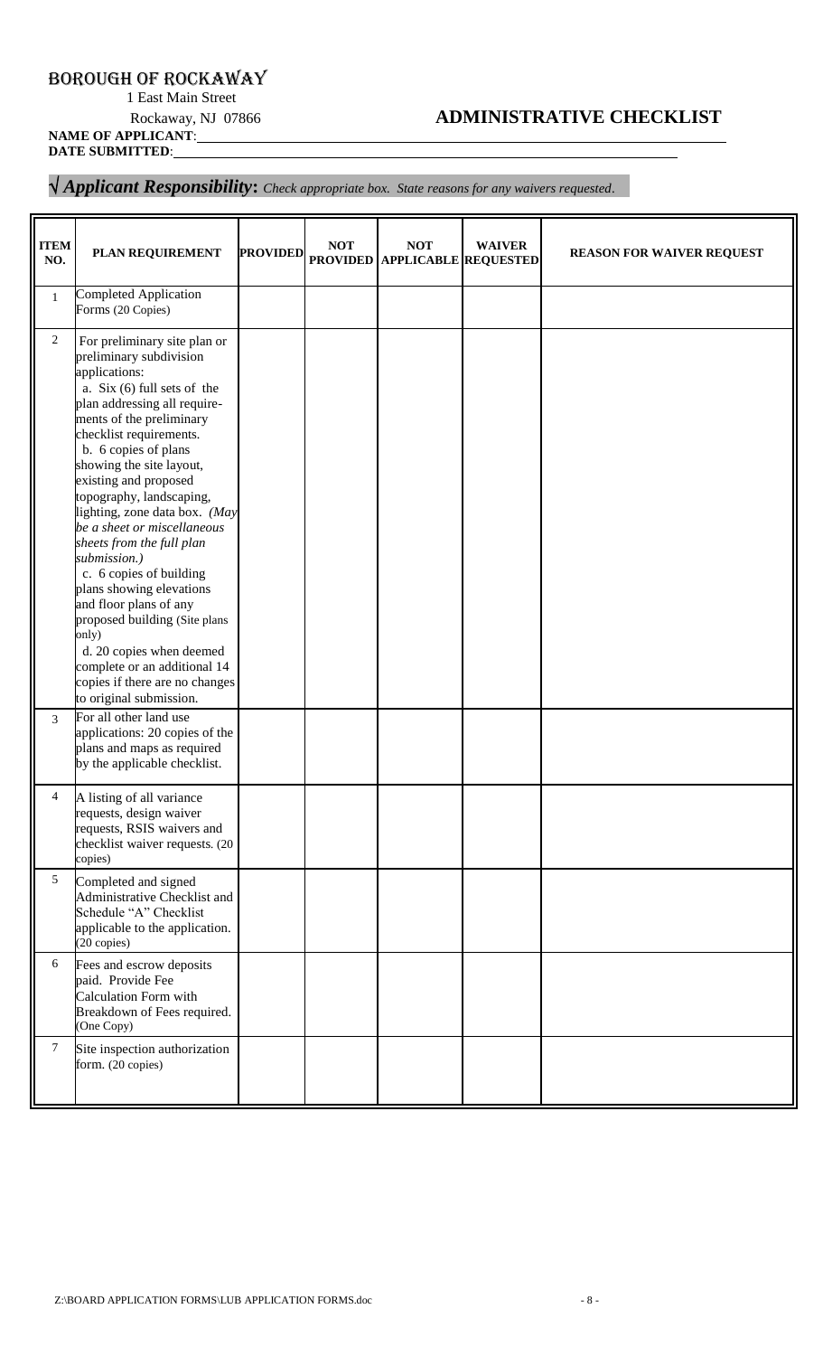# BOROUGH OF ROCKAWAY

1 East Main Street
Rockaway, NJ 07866

## ADMINISTRATIVE CHECKLIST

**NAME OF APPLICANT**:
**DATE SUBMITTED**:

**√ *Applicant Responsibility*:** *Check appropriate box. State reasons for any waivers requested*.

| ITEM NO. | PLAN REQUIREMENT | PROVIDED | NOT PROVIDED | NOT APPLICABLE | WAIVER REQUESTED | REASON FOR WAIVER REQUEST |
|---|---|---|---|---|---|---|
| 1 | Completed Application Forms (20 Copies) | | | | | |
| 2 | For preliminary site plan or preliminary subdivision applications:<br>a. Six (6) full sets of the plan addressing all requirements of the preliminary checklist requirements.<br>b. 6 copies of plans showing the site layout, existing and proposed topography, landscaping, lighting, zone data box. *(May be a sheet or miscellaneous sheets from the full plan submission.)*<br>c. 6 copies of building plans showing elevations and floor plans of any proposed building (Site plans only)<br>d. 20 copies when deemed complete or an additional 14 copies if there are no changes to original submission. | | | | | |
| 3 | For all other land use applications: 20 copies of the plans and maps as required by the applicable checklist. | | | | | |
| 4 | A listing of all variance requests, design waiver requests, RSIS waivers and checklist waiver requests. (20 copies) | | | | | |
| 5 | Completed and signed Administrative Checklist and Schedule "A" Checklist applicable to the application. (20 copies) | | | | | |
| 6 | Fees and escrow deposits paid. Provide Fee Calculation Form with Breakdown of Fees required. (One Copy) | | | | | |
| 7 | Site inspection authorization form. (20 copies) | | | | | |

Z:\BOARD APPLICATION FORMS\LUB APPLICATION FORMS.doc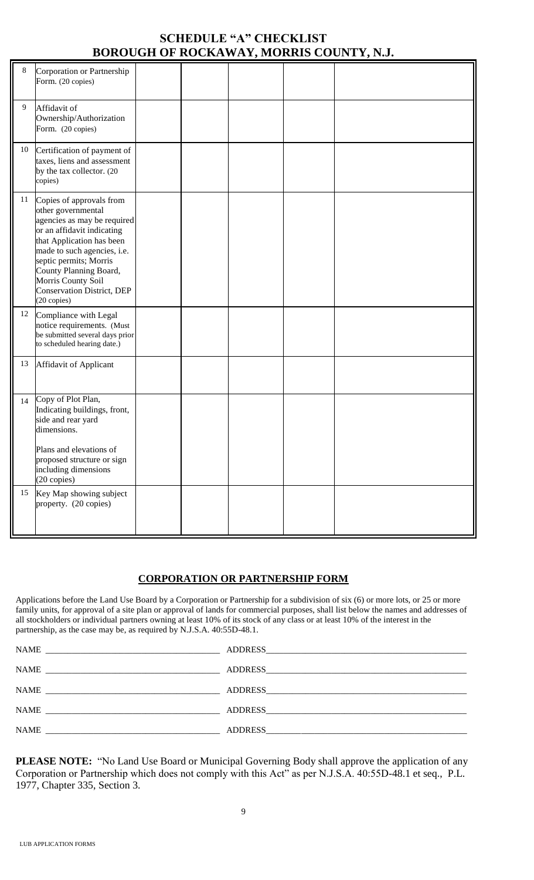## SCHEDULE "A" CHECKLIST
## BOROUGH OF ROCKAWAY, MORRIS COUNTY, N.J.

| | | | | | | |
|---|---|---|---|---|---|---|
| 8 | Corporation or Partnership Form. (20 copies) | | | | | |
| 9 | Affidavit of Ownership/Authorization Form. (20 copies) | | | | | |
| 10 | Certification of payment of taxes, liens and assessment by the tax collector. (20 copies) | | | | | |
| 11 | Copies of approvals from other governmental agencies as may be required or an affidavit indicating that Application has been made to such agencies, i.e. septic permits; Morris County Planning Board, Morris County Soil Conservation District, DEP (20 copies) | | | | | |
| 12 | Compliance with Legal notice requirements. (Must be submitted several days prior to scheduled hearing date.) | | | | | |
| 13 | Affidavit of Applicant | | | | | |
| 14 | Copy of Plot Plan, Indicating buildings, front, side and rear yard dimensions.<br><br>Plans and elevations of proposed structure or sign including dimensions (20 copies) | | | | | |
| 15 | Key Map showing subject property. (20 copies) | | | | | |

## CORPORATION OR PARTNERSHIP FORM

Applications before the Land Use Board by a Corporation or Partnership for a subdivision of six (6) or more lots, or 25 or more family units, for approval of a site plan or approval of lands for commercial purposes, shall list below the names and addresses of all stockholders or individual partners owning at least 10% of its stock of any class or at least 10% of the interest in the partnership, as the case may be, as required by N.J.S.A. 40:55D-48.1.

NAME ______________________________ ADDRESS______________________________

NAME ______________________________ ADDRESS______________________________

NAME ______________________________ ADDRESS______________________________

NAME ______________________________ ADDRESS______________________________

NAME ______________________________ ADDRESS______________________________

**PLEASE NOTE:** "No Land Use Board or Municipal Governing Body shall approve the application of any Corporation or Partnership which does not comply with this Act" as per N.J.S.A. 40:55D-48.1 et seq., P.L. 1977, Chapter 335, Section 3.